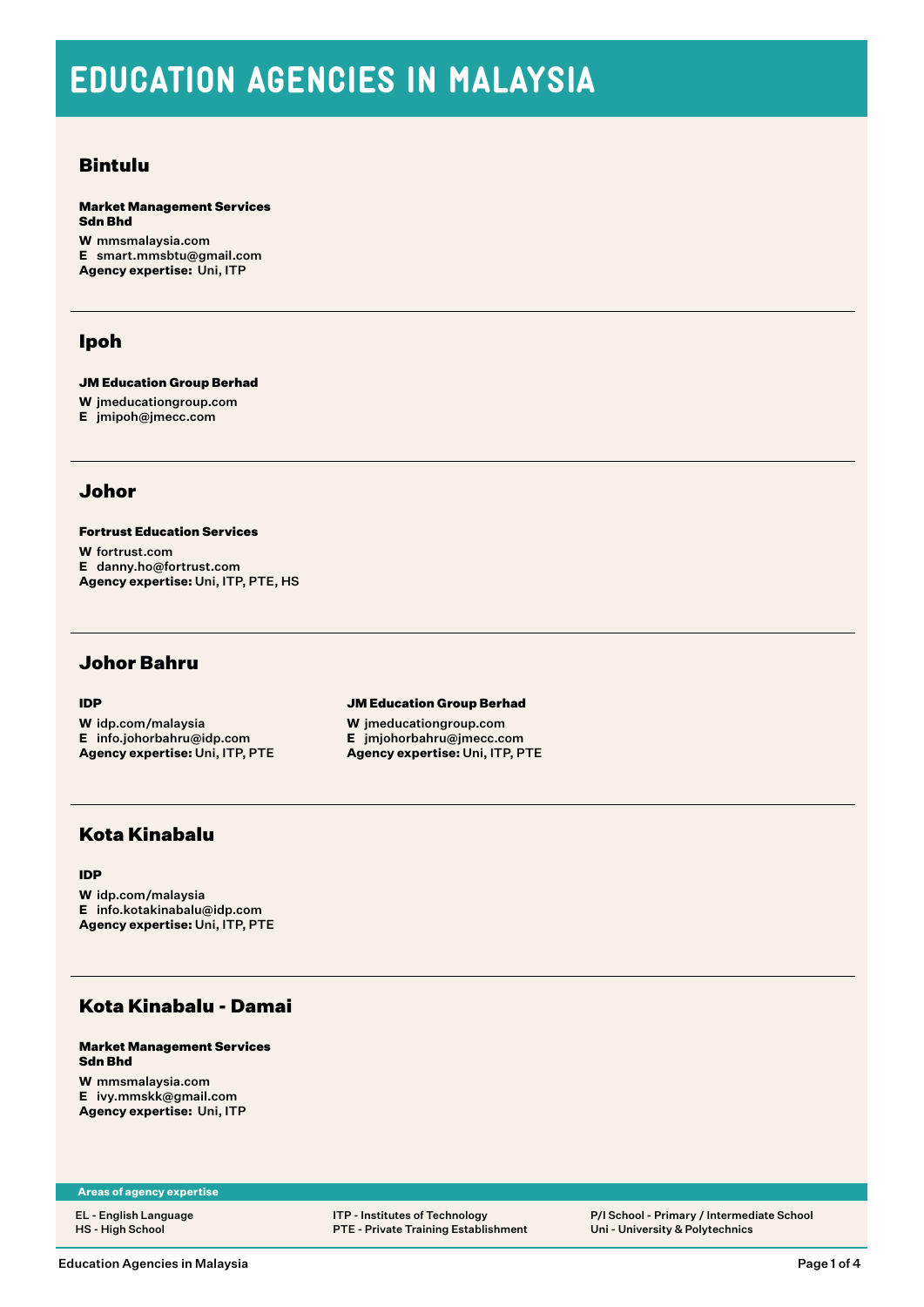# EDUCATION AGENCIES IN MALAYSIA

## Bintulu

**Market Management Services Sdn Bhd**

**W** mmsmalaysia.com
**E** smart.mmsbtu@gmail.com
**Agency expertise:** Uni, ITP

---

## Ipoh

**JM Education Group Berhad**

**W** jmeducationgroup.com
**E** jmipoh@jmecc.com

---

## Johor

**Fortrust Education Services**

**W** fortrust.com
**E** danny.ho@fortrust.com
**Agency expertise:** Uni, ITP, PTE, HS

---

## Johor Bahru

**IDP**

**W** idp.com/malaysia
**E** info.johorbahru@idp.com
**Agency expertise:** Uni, ITP, PTE

**JM Education Group Berhad**

**W** jmeducationgroup.com
**E** jmjohorbahru@jmecc.com
**Agency expertise:** Uni, ITP, PTE

---

## Kota Kinabalu

**IDP**

**W** idp.com/malaysia
**E** info.kotakinabalu@idp.com
**Agency expertise:** Uni, ITP, PTE

---

## Kota Kinabalu - Damai

**Market Management Services Sdn Bhd**

**W** mmsmalaysia.com
**E** ivy.mmskk@gmail.com
**Agency expertise:** Uni, ITP

---

**Areas of agency expertise**

- EL - English Language
- HS - High School
- ITP - Institutes of Technology
- PTE - Private Training Establishment
- P/I School - Primary / Intermediate School
- Uni - University & Polytechnics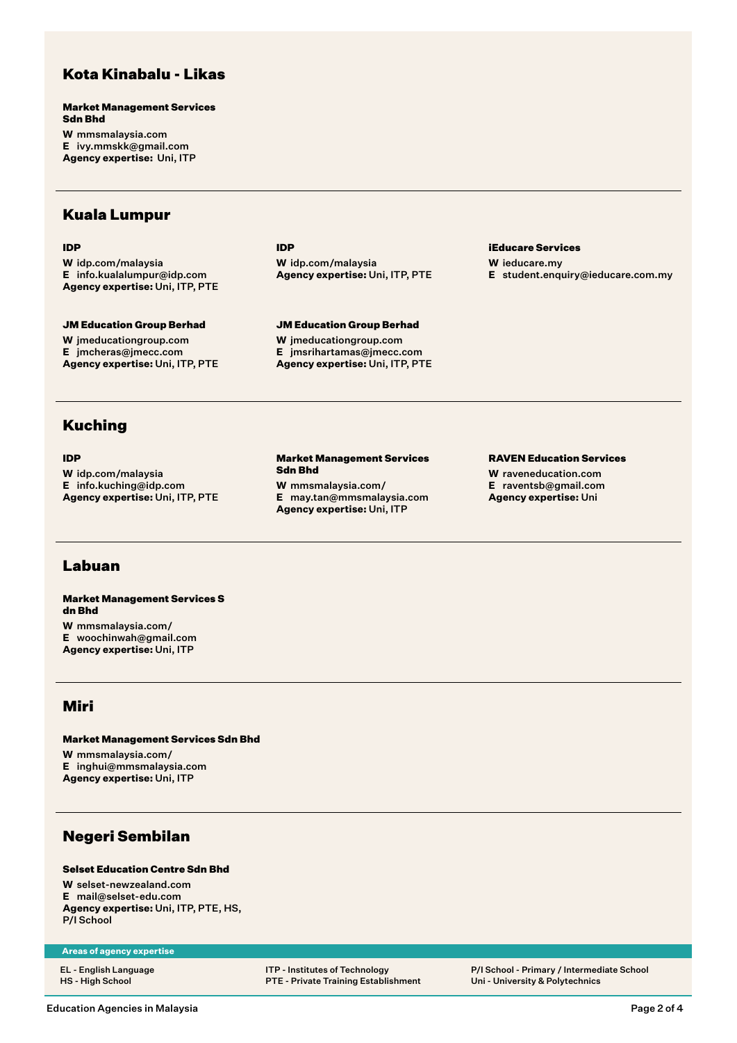## Kota Kinabalu - Likas

**Market Management Services Sdn Bhd**

**W** mmsmalaysia.com
**E** ivy.mmskk@gmail.com
**Agency expertise:** Uni, ITP

## Kuala Lumpur

**IDP**

**W** idp.com/malaysia
**E** info.kualalumpur@idp.com
**Agency expertise:** Uni, ITP, PTE

**IDP**

**W** idp.com/malaysia
**Agency expertise:** Uni, ITP, PTE

**iEducare Services**

**W** ieducare.my
**E** student.enquiry@ieducare.com.my

**JM Education Group Berhad**

**W** jmeducationgroup.com
**E** jmcheras@jmecc.com
**Agency expertise:** Uni, ITP, PTE

**JM Education Group Berhad**

**W** jmeducationgroup.com
**E** jmsrihartamas@jmecc.com
**Agency expertise:** Uni, ITP, PTE

## Kuching

**IDP**

**W** idp.com/malaysia
**E** info.kuching@idp.com
**Agency expertise:** Uni, ITP, PTE

**Market Management Services Sdn Bhd**

**W** mmsmalaysia.com/
**E** may.tan@mmsmalaysia.com
**Agency expertise:** Uni, ITP

**RAVEN Education Services**

**W** raveneducation.com
**E** raventsb@gmail.com
**Agency expertise:** Uni

## Labuan

**Market Management Services Sdn Bhd**

**W** mmsmalaysia.com/
**E** woochinwah@gmail.com
**Agency expertise:** Uni, ITP

## Miri

**Market Management Services Sdn Bhd**

**W** mmsmalaysia.com/
**E** inghui@mmsmalaysia.com
**Agency expertise:** Uni, ITP

## Negeri Sembilan

**Selset Education Centre Sdn Bhd**

**W** selset-newzealand.com
**E** mail@selset-edu.com
**Agency expertise:** Uni, ITP, PTE, HS, P/I School

**Areas of agency expertise**

EL - English Language
HS - High School
ITP - Institutes of Technology
PTE - Private Training Establishment
P/I School - Primary / Intermediate School
Uni - University & Polytechnics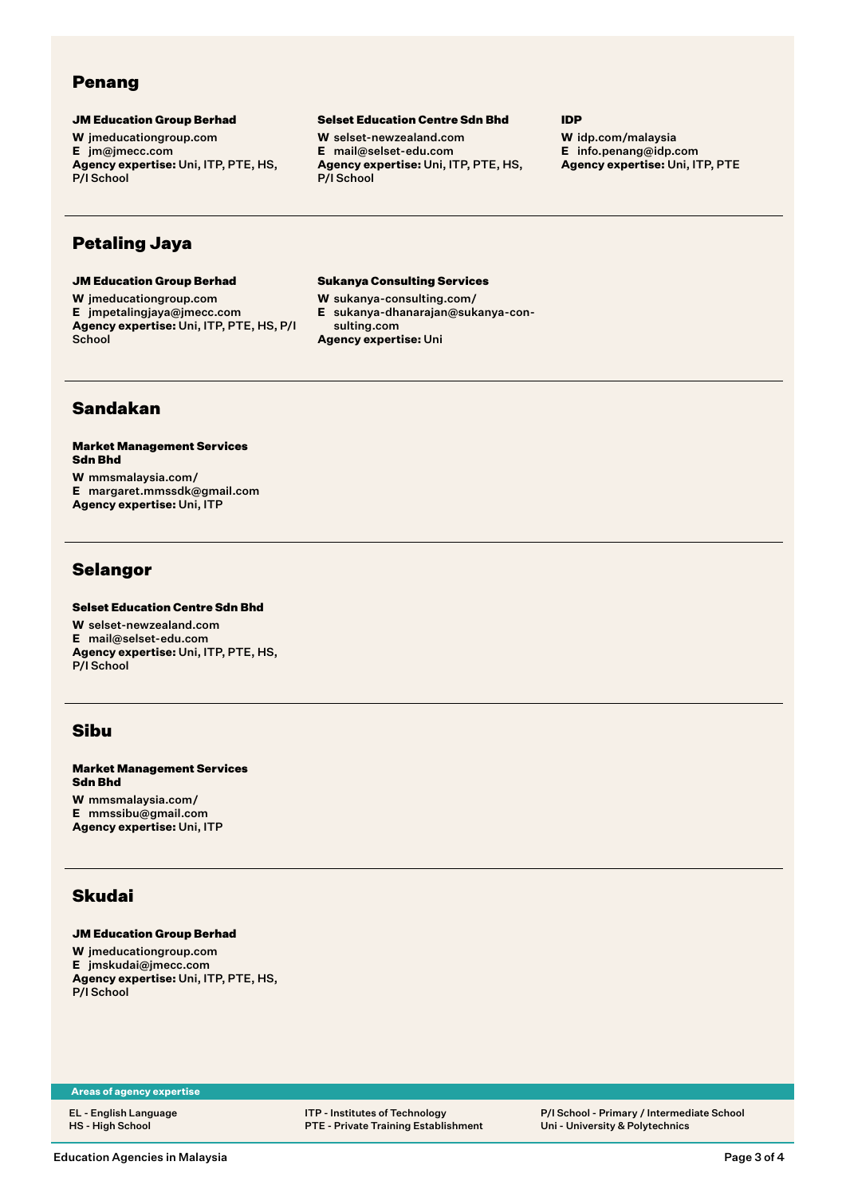## Penang

### JM Education Group Berhad

**W** jmeducationgroup.com
**E** jm@jmecc.com
**Agency expertise:** Uni, ITP, PTE, HS, P/I School

### Selset Education Centre Sdn Bhd

**W** selset-newzealand.com
**E** mail@selset-edu.com
**Agency expertise:** Uni, ITP, PTE, HS, P/I School

### IDP

**W** idp.com/malaysia
**E** info.penang@idp.com
**Agency expertise:** Uni, ITP, PTE

---

## Petaling Jaya

### JM Education Group Berhad

**W** jmeducationgroup.com
**E** jmpetalingjaya@jmecc.com
**Agency expertise:** Uni, ITP, PTE, HS, P/I School

### Sukanya Consulting Services

**W** sukanya-consulting.com/
**E** sukanya-dhanarajan@sukanya-consulting.com
**Agency expertise:** Uni

---

## Sandakan

### Market Management Services Sdn Bhd

**W** mmsmalaysia.com/
**E** margaret.mmssdk@gmail.com
**Agency expertise:** Uni, ITP

---

## Selangor

### Selset Education Centre Sdn Bhd

**W** selset-newzealand.com
**E** mail@selset-edu.com
**Agency expertise:** Uni, ITP, PTE, HS, P/I School

---

## Sibu

### Market Management Services Sdn Bhd

**W** mmsmalaysia.com/
**E** mmssibu@gmail.com
**Agency expertise:** Uni, ITP

---

## Skudai

### JM Education Group Berhad

**W** jmeducationgroup.com
**E** jmskudai@jmecc.com
**Agency expertise:** Uni, ITP, PTE, HS, P/I School

---

**Areas of agency expertise**

EL - English Language
HS - High School
ITP - Institutes of Technology
PTE - Private Training Establishment
P/I School - Primary / Intermediate School
Uni - University & Polytechnics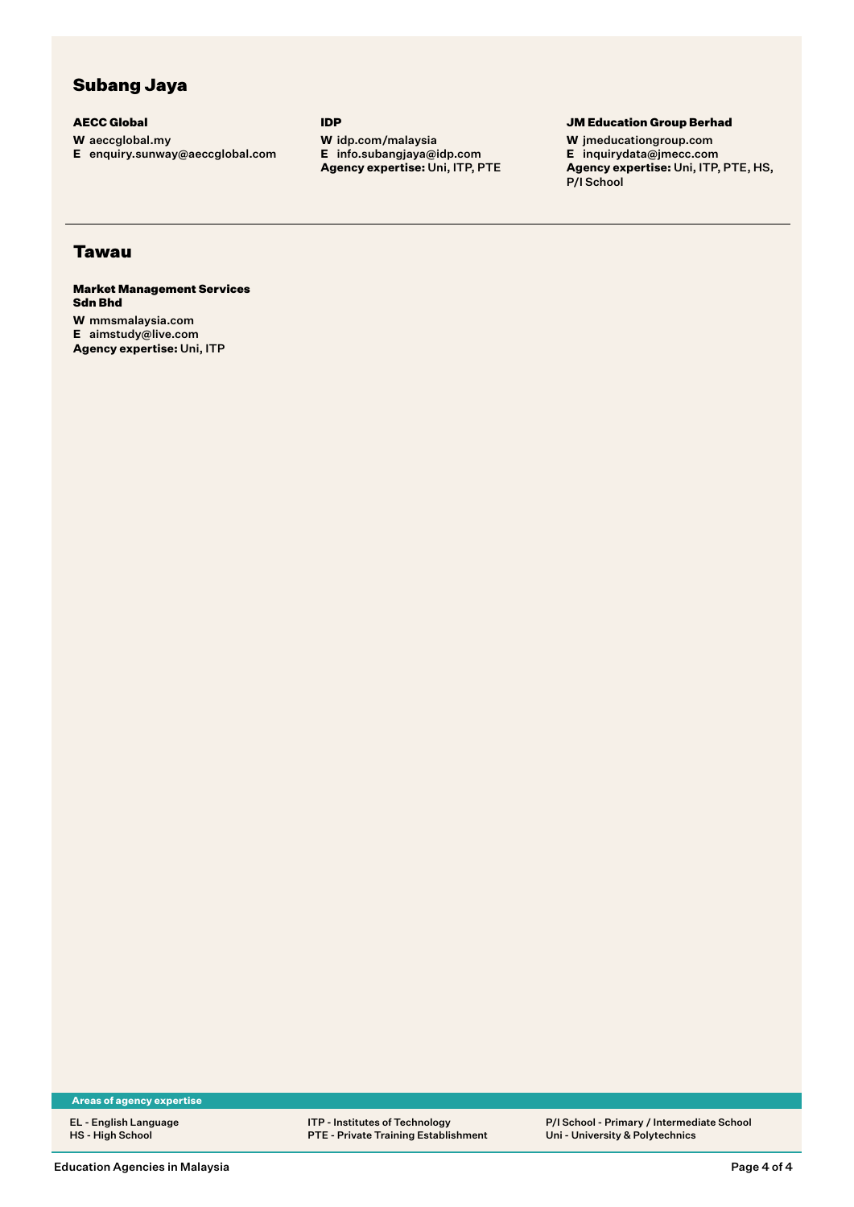## Subang Jaya

### AECC Global

**W** aeccglobal.my
**E** enquiry.sunway@aeccglobal.com

### IDP

**W** idp.com/malaysia
**E** info.subangjaya@idp.com
**Agency expertise:** Uni, ITP, PTE

### JM Education Group Berhad

**W** jmeducationgroup.com
**E** inquirydata@jmecc.com
**Agency expertise:** Uni, ITP, PTE, HS, P/I School

---

## Tawau

### Market Management Services Sdn Bhd

**W** mmsmalaysia.com
**E** aimstudy@live.com
**Agency expertise:** Uni, ITP

---

**Areas of agency expertise**

EL - English Language
HS - High School
ITP - Institutes of Technology
PTE - Private Training Establishment
P/I School - Primary / Intermediate School
Uni - University & Polytechnics